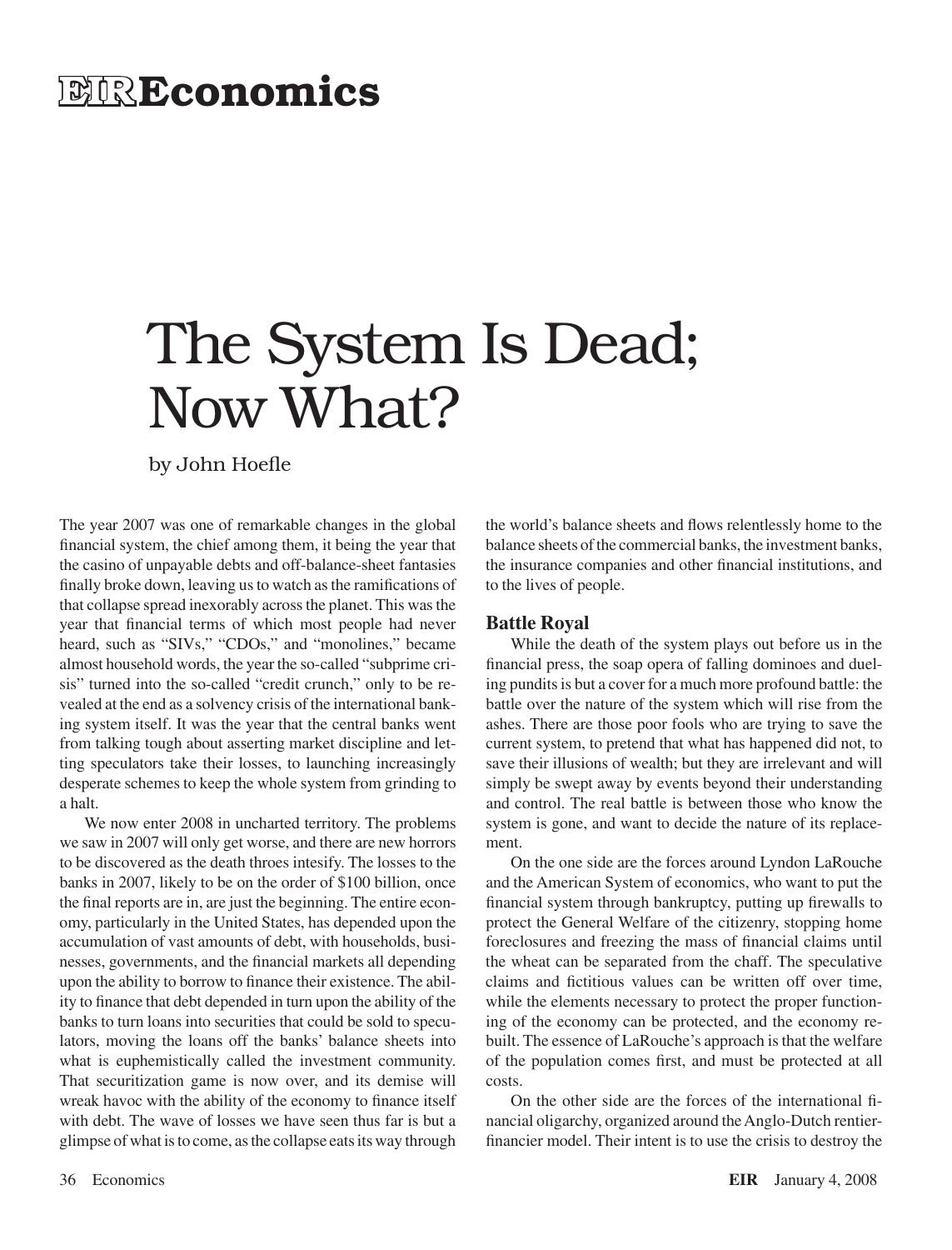# EIR Economics

# The System Is Dead; Now What?

by John Hoefle

The year 2007 was one of remarkable changes in the global financial system, the chief among them, it being the year that the casino of unpayable debts and off-balance-sheet fantasies finally broke down, leaving us to watch as the ramifications of that collapse spread inexorably across the planet. This was the year that financial terms of which most people had never heard, such as "SIVs," "CDOs," and "monolines," became almost household words, the year the so-called "subprime crisis" turned into the so-called "credit crunch," only to be revealed at the end as a solvency crisis of the international banking system itself. It was the year that the central banks went from talking tough about asserting market discipline and letting speculators take their losses, to launching increasingly desperate schemes to keep the whole system from grinding to a halt.

We now enter 2008 in uncharted territory. The problems we saw in 2007 will only get worse, and there are new horrors to be discovered as the death throes intesify. The losses to the banks in 2007, likely to be on the order of $100 billion, once the final reports are in, are just the beginning. The entire economy, particularly in the United States, has depended upon the accumulation of vast amounts of debt, with households, businesses, governments, and the financial markets all depending upon the ability to borrow to finance their existence. The ability to finance that debt depended in turn upon the ability of the banks to turn loans into securities that could be sold to speculators, moving the loans off the banks' balance sheets into what is euphemistically called the investment community. That securitization game is now over, and its demise will wreak havoc with the ability of the economy to finance itself with debt. The wave of losses we have seen thus far is but a glimpse of what is to come, as the collapse eats its way through the world's balance sheets and flows relentlessly home to the balance sheets of the commercial banks, the investment banks, the insurance companies and other financial institutions, and to the lives of people.

## Battle Royal

While the death of the system plays out before us in the financial press, the soap opera of falling dominoes and dueling pundits is but a cover for a much more profound battle: the battle over the nature of the system which will rise from the ashes. There are those poor fools who are trying to save the current system, to pretend that what has happened did not, to save their illusions of wealth; but they are irrelevant and will simply be swept away by events beyond their understanding and control. The real battle is between those who know the system is gone, and want to decide the nature of its replacement.

On the one side are the forces around Lyndon LaRouche and the American System of economics, who want to put the financial system through bankruptcy, putting up firewalls to protect the General Welfare of the citizenry, stopping home foreclosures and freezing the mass of financial claims until the wheat can be separated from the chaff. The speculative claims and fictitious values can be written off over time, while the elements necessary to protect the proper functioning of the economy can be protected, and the economy rebuilt. The essence of LaRouche's approach is that the welfare of the population comes first, and must be protected at all costs.

On the other side are the forces of the international financial oligarchy, organized around the Anglo-Dutch rentier-financier model. Their intent is to use the crisis to destroy the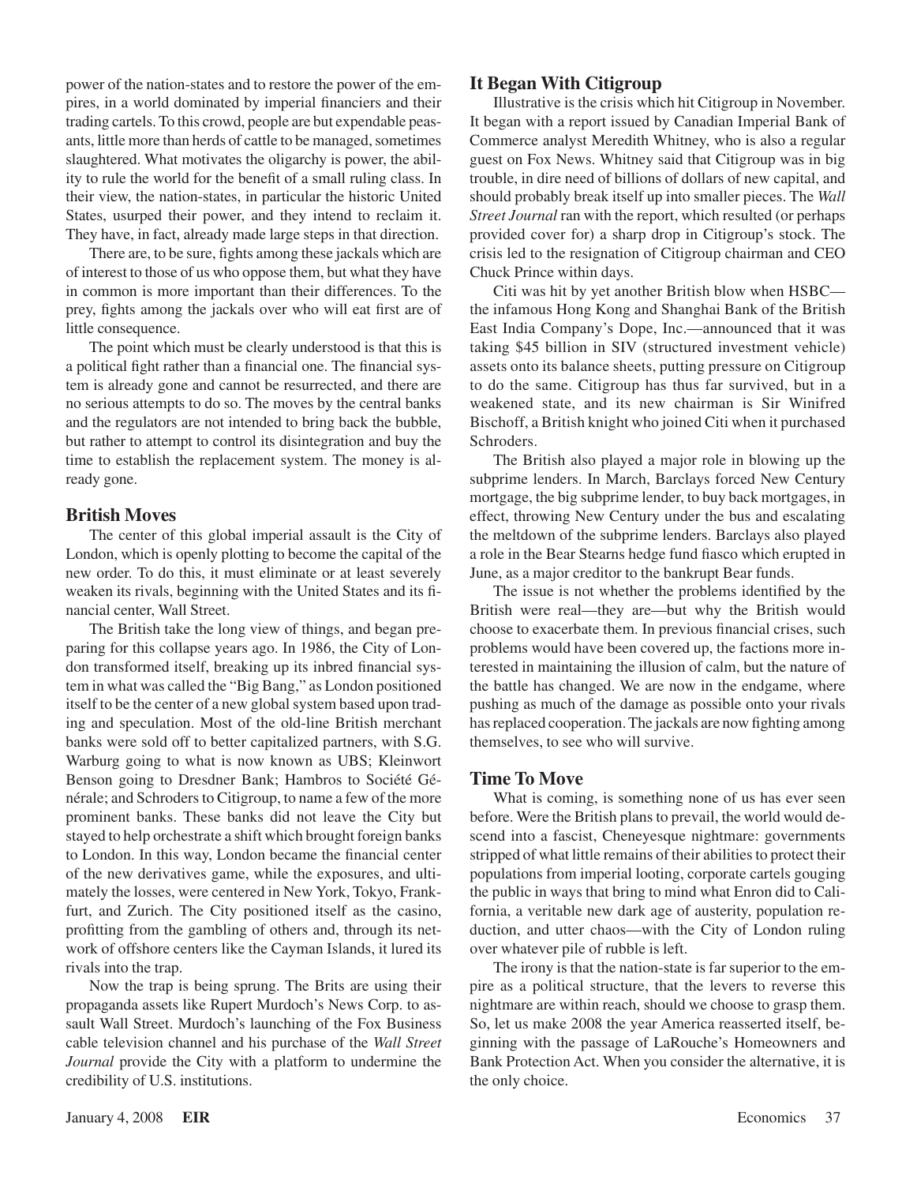power of the nation-states and to restore the power of the empires, in a world dominated by imperial financiers and their trading cartels. To this crowd, people are but expendable peasants, little more than herds of cattle to be managed, sometimes slaughtered. What motivates the oligarchy is power, the ability to rule the world for the benefit of a small ruling class. In their view, the nation-states, in particular the historic United States, usurped their power, and they intend to reclaim it. They have, in fact, already made large steps in that direction.

There are, to be sure, fights among these jackals which are of interest to those of us who oppose them, but what they have in common is more important than their differences. To the prey, fights among the jackals over who will eat first are of little consequence.

The point which must be clearly understood is that this is a political fight rather than a financial one. The financial system is already gone and cannot be resurrected, and there are no serious attempts to do so. The moves by the central banks and the regulators are not intended to bring back the bubble, but rather to attempt to control its disintegration and buy the time to establish the replacement system. The money is already gone.

## British Moves

The center of this global imperial assault is the City of London, which is openly plotting to become the capital of the new order. To do this, it must eliminate or at least severely weaken its rivals, beginning with the United States and its financial center, Wall Street.

The British take the long view of things, and began preparing for this collapse years ago. In 1986, the City of London transformed itself, breaking up its inbred financial system in what was called the "Big Bang," as London positioned itself to be the center of a new global system based upon trading and speculation. Most of the old-line British merchant banks were sold off to better capitalized partners, with S.G. Warburg going to what is now known as UBS; Kleinwort Benson going to Dresdner Bank; Hambros to Société Générale; and Schroders to Citigroup, to name a few of the more prominent banks. These banks did not leave the City but stayed to help orchestrate a shift which brought foreign banks to London. In this way, London became the financial center of the new derivatives game, while the exposures, and ultimately the losses, were centered in New York, Tokyo, Frankfurt, and Zurich. The City positioned itself as the casino, profitting from the gambling of others and, through its network of offshore centers like the Cayman Islands, it lured its rivals into the trap.

Now the trap is being sprung. The Brits are using their propaganda assets like Rupert Murdoch's News Corp. to assault Wall Street. Murdoch's launching of the Fox Business cable television channel and his purchase of the *Wall Street Journal* provide the City with a platform to undermine the credibility of U.S. institutions.

## It Began With Citigroup

Illustrative is the crisis which hit Citigroup in November. It began with a report issued by Canadian Imperial Bank of Commerce analyst Meredith Whitney, who is also a regular guest on Fox News. Whitney said that Citigroup was in big trouble, in dire need of billions of dollars of new capital, and should probably break itself up into smaller pieces. The *Wall Street Journal* ran with the report, which resulted (or perhaps provided cover for) a sharp drop in Citigroup's stock. The crisis led to the resignation of Citigroup chairman and CEO Chuck Prince within days.

Citi was hit by yet another British blow when HSBC—the infamous Hong Kong and Shanghai Bank of the British East India Company's Dope, Inc.—announced that it was taking $45 billion in SIV (structured investment vehicle) assets onto its balance sheets, putting pressure on Citigroup to do the same. Citigroup has thus far survived, but in a weakened state, and its new chairman is Sir Winifred Bischoff, a British knight who joined Citi when it purchased Schroders.

The British also played a major role in blowing up the subprime lenders. In March, Barclays forced New Century mortgage, the big subprime lender, to buy back mortgages, in effect, throwing New Century under the bus and escalating the meltdown of the subprime lenders. Barclays also played a role in the Bear Stearns hedge fund fiasco which erupted in June, as a major creditor to the bankrupt Bear funds.

The issue is not whether the problems identified by the British were real—they are—but why the British would choose to exacerbate them. In previous financial crises, such problems would have been covered up, the factions more interested in maintaining the illusion of calm, but the nature of the battle has changed. We are now in the endgame, where pushing as much of the damage as possible onto your rivals has replaced cooperation. The jackals are now fighting among themselves, to see who will survive.

## Time To Move

What is coming, is something none of us has ever seen before. Were the British plans to prevail, the world would descend into a fascist, Cheneyesque nightmare: governments stripped of what little remains of their abilities to protect their populations from imperial looting, corporate cartels gouging the public in ways that bring to mind what Enron did to California, a veritable new dark age of austerity, population reduction, and utter chaos—with the City of London ruling over whatever pile of rubble is left.

The irony is that the nation-state is far superior to the empire as a political structure, that the levers to reverse this nightmare are within reach, should we choose to grasp them. So, let us make 2008 the year America reasserted itself, beginning with the passage of LaRouche's Homeowners and Bank Protection Act. When you consider the alternative, it is the only choice.